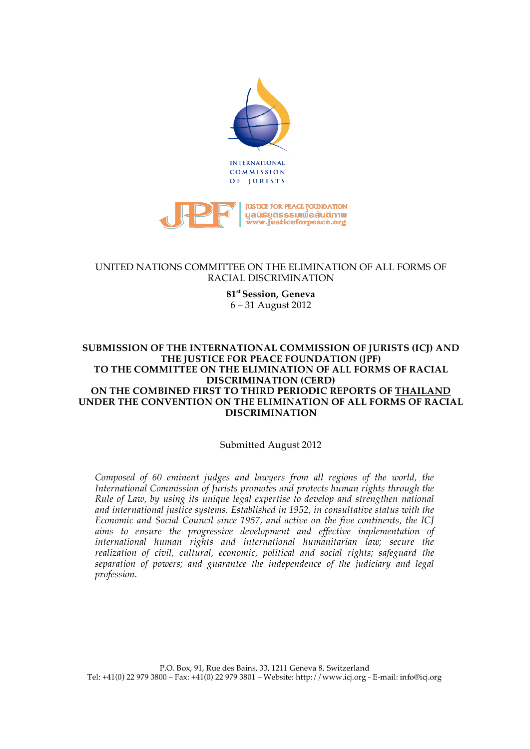INTERNATIONAL COMMISSION OF JURISTS

JUSTICE FOR PEACE FOUNDATION
มูลนิธิยุติธรรมเพื่อสันติภาพ
www.justiceforpeace.org

UNITED NATIONS COMMITTEE ON THE ELIMINATION OF ALL FORMS OF RACIAL DISCRIMINATION

**81st Session, Geneva**
6 – 31 August 2012

# SUBMISSION OF THE INTERNATIONAL COMMISSION OF JURISTS (ICJ) AND THE JUSTICE FOR PEACE FOUNDATION (JPF) TO THE COMMITTEE ON THE ELIMINATION OF ALL FORMS OF RACIAL DISCRIMINATION (CERD) ON THE COMBINED FIRST TO THIRD PERIODIC REPORTS OF THAILAND UNDER THE CONVENTION ON THE ELIMINATION OF ALL FORMS OF RACIAL DISCRIMINATION

Submitted August 2012

*Composed of 60 eminent judges and lawyers from all regions of the world, the International Commission of Jurists promotes and protects human rights through the Rule of Law, by using its unique legal expertise to develop and strengthen national and international justice systems. Established in 1952, in consultative status with the Economic and Social Council since 1957, and active on the five continents, the ICJ aims to ensure the progressive development and effective implementation of international human rights and international humanitarian law; secure the realization of civil, cultural, economic, political and social rights; safeguard the separation of powers; and guarantee the independence of the judiciary and legal profession.*

P.O. Box, 91, Rue des Bains, 33, 1211 Geneva 8, Switzerland
Tel: +41(0) 22 979 3800 – Fax: +41(0) 22 979 3801 – Website: http://www.icj.org - E-mail: info@icj.org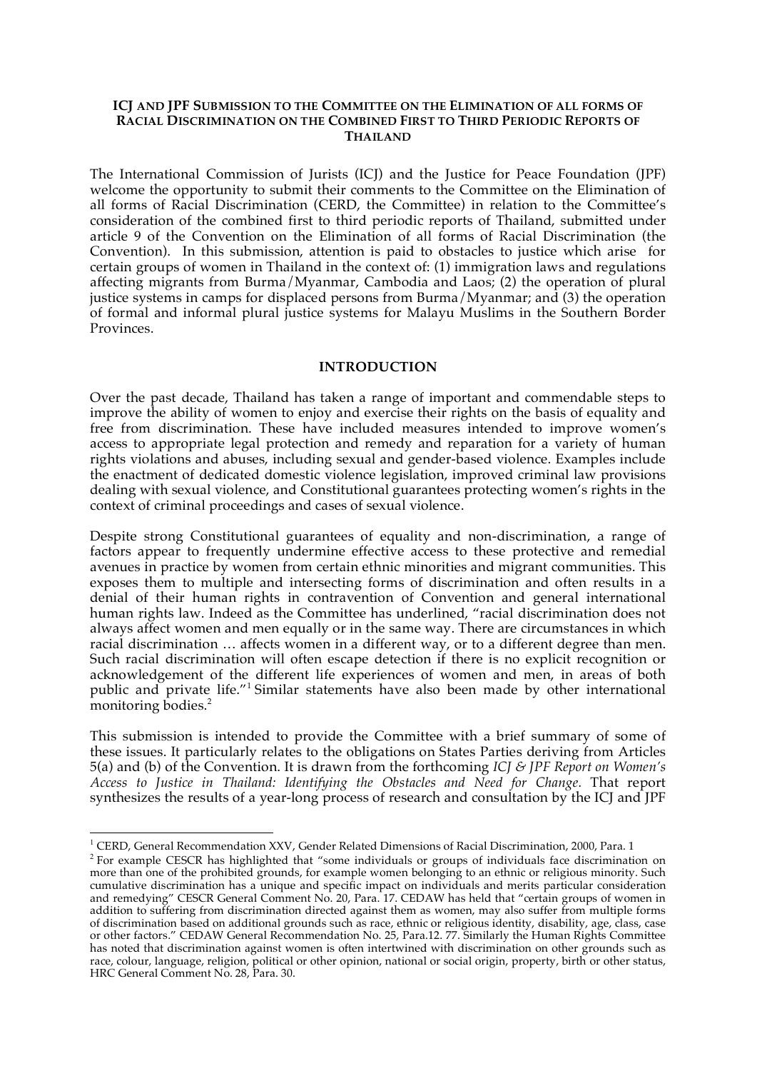**ICJ AND JPF SUBMISSION TO THE COMMITTEE ON THE ELIMINATION OF ALL FORMS OF RACIAL DISCRIMINATION ON THE COMBINED FIRST TO THIRD PERIODIC REPORTS OF THAILAND**

The International Commission of Jurists (ICJ) and the Justice for Peace Foundation (JPF) welcome the opportunity to submit their comments to the Committee on the Elimination of all forms of Racial Discrimination (CERD, the Committee) in relation to the Committee's consideration of the combined first to third periodic reports of Thailand, submitted under article 9 of the Convention on the Elimination of all forms of Racial Discrimination (the Convention). In this submission, attention is paid to obstacles to justice which arise for certain groups of women in Thailand in the context of: (1) immigration laws and regulations affecting migrants from Burma/Myanmar, Cambodia and Laos; (2) the operation of plural justice systems in camps for displaced persons from Burma/Myanmar; and (3) the operation of formal and informal plural justice systems for Malayu Muslims in the Southern Border Provinces.

## INTRODUCTION

Over the past decade, Thailand has taken a range of important and commendable steps to improve the ability of women to enjoy and exercise their rights on the basis of equality and free from discrimination. These have included measures intended to improve women's access to appropriate legal protection and remedy and reparation for a variety of human rights violations and abuses, including sexual and gender-based violence. Examples include the enactment of dedicated domestic violence legislation, improved criminal law provisions dealing with sexual violence, and Constitutional guarantees protecting women's rights in the context of criminal proceedings and cases of sexual violence.

Despite strong Constitutional guarantees of equality and non-discrimination, a range of factors appear to frequently undermine effective access to these protective and remedial avenues in practice by women from certain ethnic minorities and migrant communities. This exposes them to multiple and intersecting forms of discrimination and often results in a denial of their human rights in contravention of Convention and general international human rights law. Indeed as the Committee has underlined, "racial discrimination does not always affect women and men equally or in the same way. There are circumstances in which racial discrimination … affects women in a different way, or to a different degree than men. Such racial discrimination will often escape detection if there is no explicit recognition or acknowledgement of the different life experiences of women and men, in areas of both public and private life."[1] Similar statements have also been made by other international monitoring bodies.[2]

This submission is intended to provide the Committee with a brief summary of some of these issues. It particularly relates to the obligations on States Parties deriving from Articles 5(a) and (b) of the Convention. It is drawn from the forthcoming *ICJ & JPF Report on Women's Access to Justice in Thailand: Identifying the Obstacles and Need for Change.* That report synthesizes the results of a year-long process of research and consultation by the ICJ and JPF

---

[1] CERD, General Recommendation XXV, Gender Related Dimensions of Racial Discrimination, 2000, Para. 1

[2] For example CESCR has highlighted that "some individuals or groups of individuals face discrimination on more than one of the prohibited grounds, for example women belonging to an ethnic or religious minority. Such cumulative discrimination has a unique and specific impact on individuals and merits particular consideration and remedying" CESCR General Comment No. 20, Para. 17. CEDAW has held that "certain groups of women in addition to suffering from discrimination directed against them as women, may also suffer from multiple forms of discrimination based on additional grounds such as race, ethnic or religious identity, disability, age, class, case or other factors." CEDAW General Recommendation No. 25, Para.12. 77. Similarly the Human Rights Committee has noted that discrimination against women is often intertwined with discrimination on other grounds such as race, colour, language, religion, political or other opinion, national or social origin, property, birth or other status, HRC General Comment No. 28, Para. 30.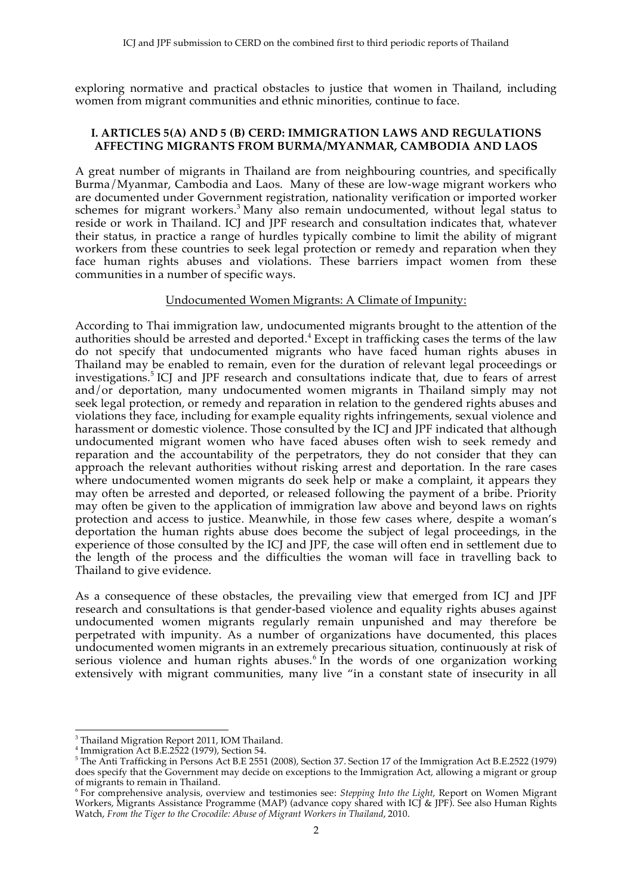exploring normative and practical obstacles to justice that women in Thailand, including women from migrant communities and ethnic minorities, continue to face.

## I. ARTICLES 5(A) AND 5 (B) CERD: IMMIGRATION LAWS AND REGULATIONS AFFECTING MIGRANTS FROM BURMA/MYANMAR, CAMBODIA AND LAOS

A great number of migrants in Thailand are from neighbouring countries, and specifically Burma/Myanmar, Cambodia and Laos. Many of these are low-wage migrant workers who are documented under Government registration, nationality verification or imported worker schemes for migrant workers.[3] Many also remain undocumented, without legal status to reside or work in Thailand. ICJ and JPF research and consultation indicates that, whatever their status, in practice a range of hurdles typically combine to limit the ability of migrant workers from these countries to seek legal protection or remedy and reparation when they face human rights abuses and violations. These barriers impact women from these communities in a number of specific ways.

### Undocumented Women Migrants: A Climate of Impunity:

According to Thai immigration law, undocumented migrants brought to the attention of the authorities should be arrested and deported.[4] Except in trafficking cases the terms of the law do not specify that undocumented migrants who have faced human rights abuses in Thailand may be enabled to remain, even for the duration of relevant legal proceedings or investigations.[5] ICJ and JPF research and consultations indicate that, due to fears of arrest and/or deportation, many undocumented women migrants in Thailand simply may not seek legal protection, or remedy and reparation in relation to the gendered rights abuses and violations they face, including for example equality rights infringements, sexual violence and harassment or domestic violence. Those consulted by the ICJ and JPF indicated that although undocumented migrant women who have faced abuses often wish to seek remedy and reparation and the accountability of the perpetrators, they do not consider that they can approach the relevant authorities without risking arrest and deportation. In the rare cases where undocumented women migrants do seek help or make a complaint, it appears they may often be arrested and deported, or released following the payment of a bribe. Priority may often be given to the application of immigration law above and beyond laws on rights protection and access to justice. Meanwhile, in those few cases where, despite a woman's deportation the human rights abuse does become the subject of legal proceedings, in the experience of those consulted by the ICJ and JPF, the case will often end in settlement due to the length of the process and the difficulties the woman will face in travelling back to Thailand to give evidence.

As a consequence of these obstacles, the prevailing view that emerged from ICJ and JPF research and consultations is that gender-based violence and equality rights abuses against undocumented women migrants regularly remain unpunished and may therefore be perpetrated with impunity. As a number of organizations have documented, this places undocumented women migrants in an extremely precarious situation, continuously at risk of serious violence and human rights abuses.[6] In the words of one organization working extensively with migrant communities, many live "in a constant state of insecurity in all

---

[3] Thailand Migration Report 2011, IOM Thailand.

[4] Immigration Act B.E.2522 (1979), Section 54.

[5] The Anti Trafficking in Persons Act B.E 2551 (2008), Section 37. Section 17 of the Immigration Act B.E.2522 (1979) does specify that the Government may decide on exceptions to the Immigration Act, allowing a migrant or group of migrants to remain in Thailand.

[6] For comprehensive analysis, overview and testimonies see: *Stepping Into the Light*, Report on Women Migrant Workers, Migrants Assistance Programme (MAP) (advance copy shared with ICJ & JPF). See also Human Rights Watch, *From the Tiger to the Crocodile: Abuse of Migrant Workers in Thailand*, 2010.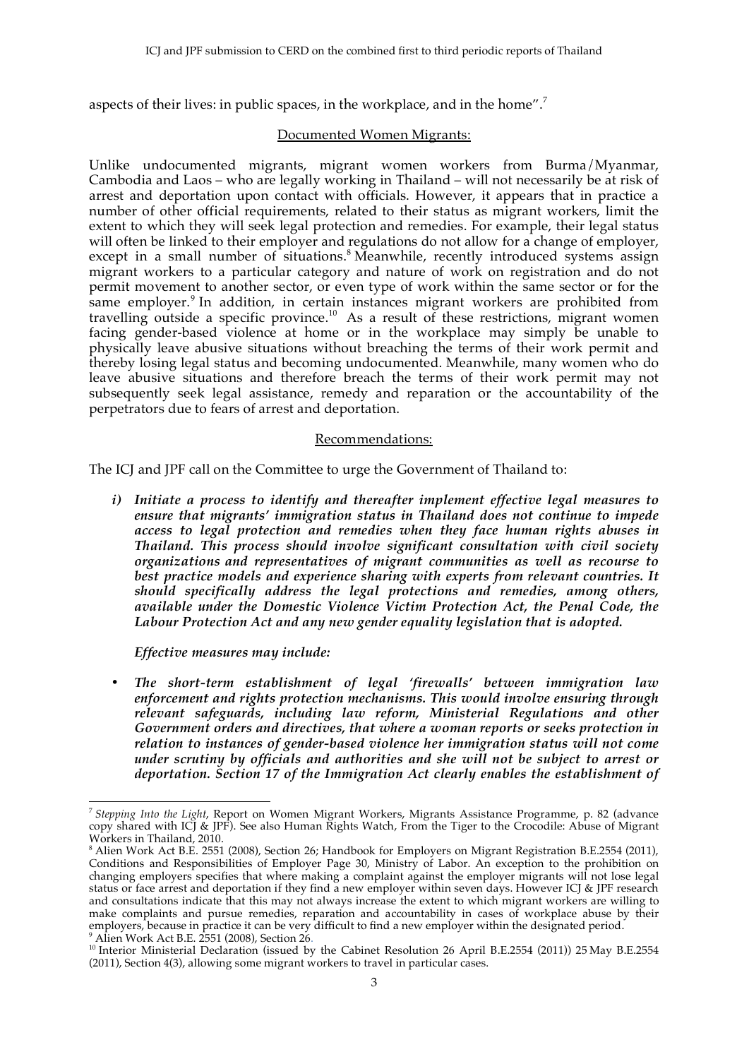aspects of their lives: in public spaces, in the workplace, and in the home".[7]

## Documented Women Migrants:

Unlike undocumented migrants, migrant women workers from Burma/Myanmar, Cambodia and Laos – who are legally working in Thailand – will not necessarily be at risk of arrest and deportation upon contact with officials. However, it appears that in practice a number of other official requirements, related to their status as migrant workers, limit the extent to which they will seek legal protection and remedies. For example, their legal status will often be linked to their employer and regulations do not allow for a change of employer, except in a small number of situations.[8] Meanwhile, recently introduced systems assign migrant workers to a particular category and nature of work on registration and do not permit movement to another sector, or even type of work within the same sector or for the same employer.[9] In addition, in certain instances migrant workers are prohibited from travelling outside a specific province.[10] As a result of these restrictions, migrant women facing gender-based violence at home or in the workplace may simply be unable to physically leave abusive situations without breaching the terms of their work permit and thereby losing legal status and becoming undocumented. Meanwhile, many women who do leave abusive situations and therefore breach the terms of their work permit may not subsequently seek legal assistance, remedy and reparation or the accountability of the perpetrators due to fears of arrest and deportation.

## Recommendations:

The ICJ and JPF call on the Committee to urge the Government of Thailand to:

*i) **Initiate a process to identify and thereafter implement effective legal measures to ensure that migrants' immigration status in Thailand does not continue to impede access to legal protection and remedies when they face human rights abuses in Thailand. This process should involve significant consultation with civil society organizations and representatives of migrant communities as well as recourse to best practice models and experience sharing with experts from relevant countries. It should specifically address the legal protections and remedies, among others, available under the Domestic Violence Victim Protection Act, the Penal Code, the Labour Protection Act and any new gender equality legislation that is adopted.***

***Effective measures may include:***

- ***The short-term establishment of legal 'firewalls' between immigration law enforcement and rights protection mechanisms. This would involve ensuring through relevant safeguards, including law reform, Ministerial Regulations and other Government orders and directives, that where a woman reports or seeks protection in relation to instances of gender-based violence her immigration status will not come under scrutiny by officials and authorities and she will not be subject to arrest or deportation. Section 17 of the Immigration Act clearly enables the establishment of***

---

[7] *Stepping Into the Light*, Report on Women Migrant Workers, Migrants Assistance Programme, p. 82 (advance copy shared with ICJ & JPF). See also Human Rights Watch, From the Tiger to the Crocodile: Abuse of Migrant Workers in Thailand, 2010.

[8] Alien Work Act B.E. 2551 (2008), Section 26; Handbook for Employers on Migrant Registration B.E.2554 (2011), Conditions and Responsibilities of Employer Page 30, Ministry of Labor. An exception to the prohibition on changing employers specifies that where making a complaint against the employer migrants will not lose legal status or face arrest and deportation if they find a new employer within seven days. However ICJ & JPF research and consultations indicate that this may not always increase the extent to which migrant workers are willing to make complaints and pursue remedies, reparation and accountability in cases of workplace abuse by their employers, because in practice it can be very difficult to find a new employer within the designated period.

[9] Alien Work Act B.E. 2551 (2008), Section 26.

[10] Interior Ministerial Declaration (issued by the Cabinet Resolution 26 April B.E.2554 (2011)) 25 May B.E.2554 (2011), Section 4(3), allowing some migrant workers to travel in particular cases.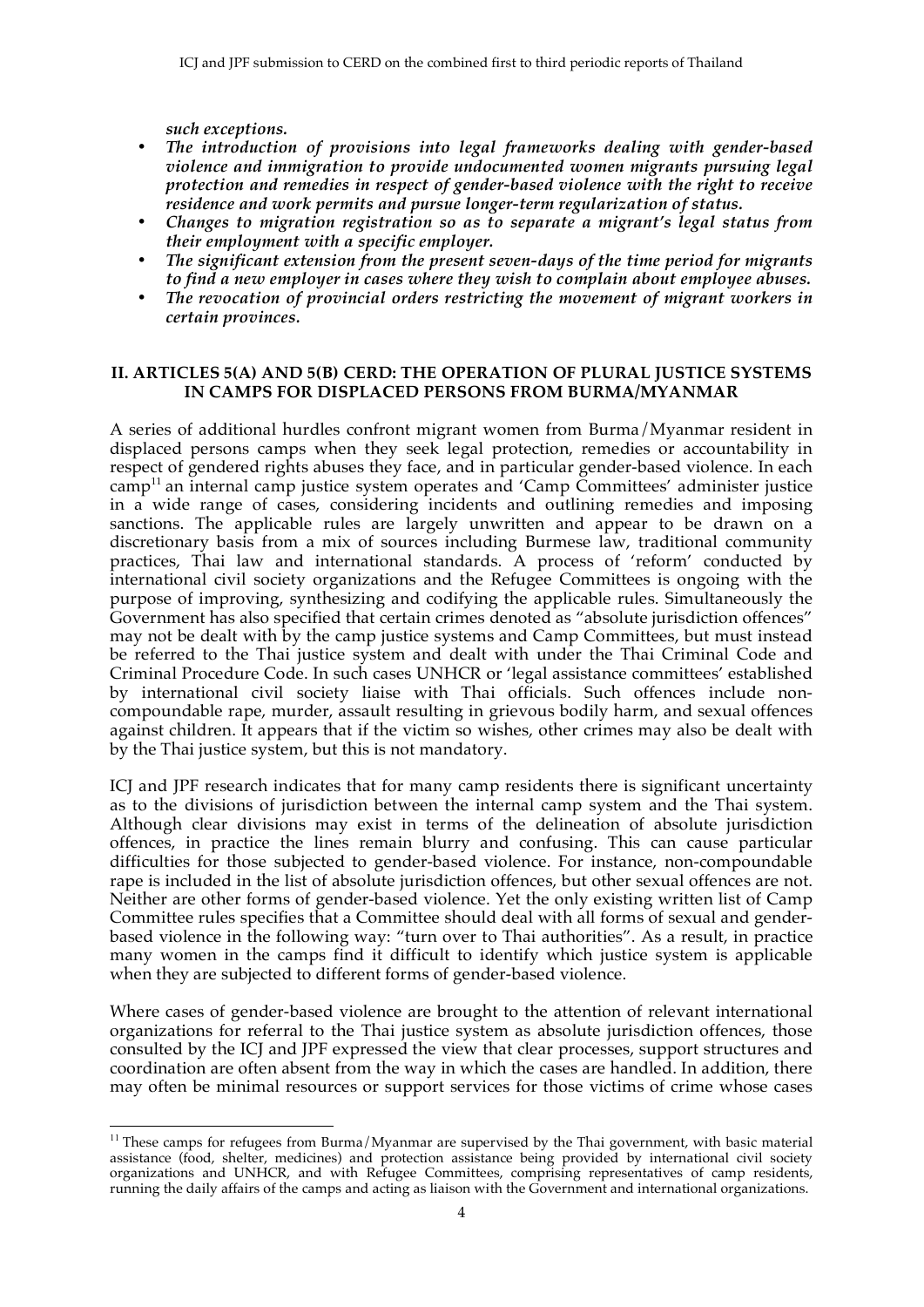*such exceptions.*

- *The introduction of provisions into legal frameworks dealing with gender-based violence and immigration to provide undocumented women migrants pursuing legal protection and remedies in respect of gender-based violence with the right to receive residence and work permits and pursue longer-term regularization of status.*
- *Changes to migration registration so as to separate a migrant's legal status from their employment with a specific employer.*
- *The significant extension from the present seven-days of the time period for migrants to find a new employer in cases where they wish to complain about employee abuses.*
- *The revocation of provincial orders restricting the movement of migrant workers in certain provinces.*

## II. ARTICLES 5(A) AND 5(B) CERD: THE OPERATION OF PLURAL JUSTICE SYSTEMS IN CAMPS FOR DISPLACED PERSONS FROM BURMA/MYANMAR

A series of additional hurdles confront migrant women from Burma/Myanmar resident in displaced persons camps when they seek legal protection, remedies or accountability in respect of gendered rights abuses they face, and in particular gender-based violence. In each camp[11] an internal camp justice system operates and 'Camp Committees' administer justice in a wide range of cases, considering incidents and outlining remedies and imposing sanctions. The applicable rules are largely unwritten and appear to be drawn on a discretionary basis from a mix of sources including Burmese law, traditional community practices, Thai law and international standards. A process of 'reform' conducted by international civil society organizations and the Refugee Committees is ongoing with the purpose of improving, synthesizing and codifying the applicable rules. Simultaneously the Government has also specified that certain crimes denoted as "absolute jurisdiction offences" may not be dealt with by the camp justice systems and Camp Committees, but must instead be referred to the Thai justice system and dealt with under the Thai Criminal Code and Criminal Procedure Code. In such cases UNHCR or 'legal assistance committees' established by international civil society liaise with Thai officials. Such offences include non-compoundable rape, murder, assault resulting in grievous bodily harm, and sexual offences against children. It appears that if the victim so wishes, other crimes may also be dealt with by the Thai justice system, but this is not mandatory.

ICJ and JPF research indicates that for many camp residents there is significant uncertainty as to the divisions of jurisdiction between the internal camp system and the Thai system. Although clear divisions may exist in terms of the delineation of absolute jurisdiction offences, in practice the lines remain blurry and confusing. This can cause particular difficulties for those subjected to gender-based violence. For instance, non-compoundable rape is included in the list of absolute jurisdiction offences, but other sexual offences are not. Neither are other forms of gender-based violence. Yet the only existing written list of Camp Committee rules specifies that a Committee should deal with all forms of sexual and gender-based violence in the following way: "turn over to Thai authorities". As a result, in practice many women in the camps find it difficult to identify which justice system is applicable when they are subjected to different forms of gender-based violence.

Where cases of gender-based violence are brought to the attention of relevant international organizations for referral to the Thai justice system as absolute jurisdiction offences, those consulted by the ICJ and JPF expressed the view that clear processes, support structures and coordination are often absent from the way in which the cases are handled. In addition, there may often be minimal resources or support services for those victims of crime whose cases

---

[11] These camps for refugees from Burma/Myanmar are supervised by the Thai government, with basic material assistance (food, shelter, medicines) and protection assistance being provided by international civil society organizations and UNHCR, and with Refugee Committees, comprising representatives of camp residents, running the daily affairs of the camps and acting as liaison with the Government and international organizations.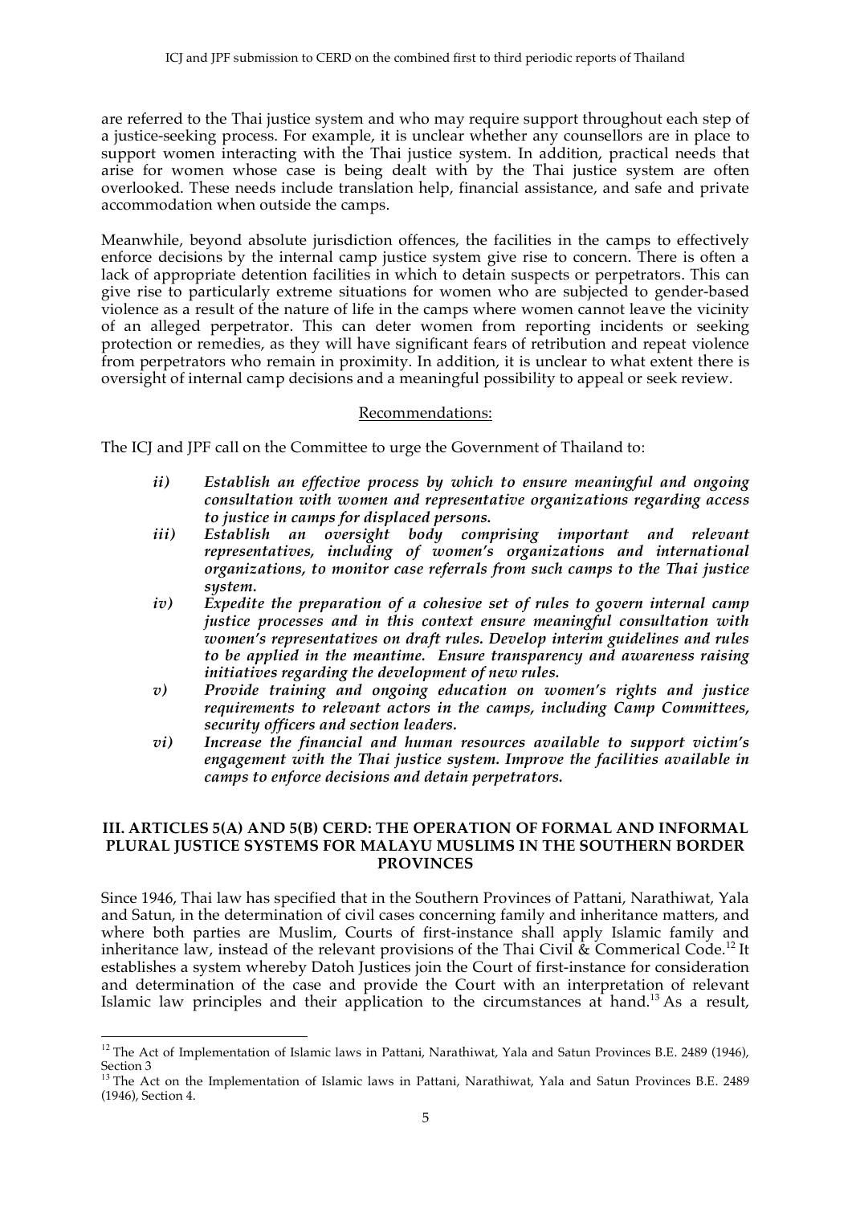are referred to the Thai justice system and who may require support throughout each step of a justice-seeking process. For example, it is unclear whether any counsellors are in place to support women interacting with the Thai justice system. In addition, practical needs that arise for women whose case is being dealt with by the Thai justice system are often overlooked. These needs include translation help, financial assistance, and safe and private accommodation when outside the camps.

Meanwhile, beyond absolute jurisdiction offences, the facilities in the camps to effectively enforce decisions by the internal camp justice system give rise to concern. There is often a lack of appropriate detention facilities in which to detain suspects or perpetrators. This can give rise to particularly extreme situations for women who are subjected to gender-based violence as a result of the nature of life in the camps where women cannot leave the vicinity of an alleged perpetrator. This can deter women from reporting incidents or seeking protection or remedies, as they will have significant fears of retribution and repeat violence from perpetrators who remain in proximity. In addition, it is unclear to what extent there is oversight of internal camp decisions and a meaningful possibility to appeal or seek review.

Recommendations:

The ICJ and JPF call on the Committee to urge the Government of Thailand to:

*ii)* ***Establish an effective process by which to ensure meaningful and ongoing consultation with women and representative organizations regarding access to justice in camps for displaced persons.***

*iii)* ***Establish an oversight body comprising important and relevant representatives, including of women's organizations and international organizations, to monitor case referrals from such camps to the Thai justice system.***

*iv)* ***Expedite the preparation of a cohesive set of rules to govern internal camp justice processes and in this context ensure meaningful consultation with women's representatives on draft rules. Develop interim guidelines and rules to be applied in the meantime. Ensure transparency and awareness raising initiatives regarding the development of new rules.***

*v)* ***Provide training and ongoing education on women's rights and justice requirements to relevant actors in the camps, including Camp Committees, security officers and section leaders.***

*vi)* ***Increase the financial and human resources available to support victim's engagement with the Thai justice system. Improve the facilities available in camps to enforce decisions and detain perpetrators.***

## III. ARTICLES 5(A) AND 5(B) CERD: THE OPERATION OF FORMAL AND INFORMAL PLURAL JUSTICE SYSTEMS FOR MALAYU MUSLIMS IN THE SOUTHERN BORDER PROVINCES

Since 1946, Thai law has specified that in the Southern Provinces of Pattani, Narathiwat, Yala and Satun, in the determination of civil cases concerning family and inheritance matters, and where both parties are Muslim, Courts of first-instance shall apply Islamic family and inheritance law, instead of the relevant provisions of the Thai Civil & Commerical Code.[12] It establishes a system whereby Datoh Justices join the Court of first-instance for consideration and determination of the case and provide the Court with an interpretation of relevant Islamic law principles and their application to the circumstances at hand.[13] As a result,

[12] The Act of Implementation of Islamic laws in Pattani, Narathiwat, Yala and Satun Provinces B.E. 2489 (1946), Section 3

[13] The Act on the Implementation of Islamic laws in Pattani, Narathiwat, Yala and Satun Provinces B.E. 2489 (1946), Section 4.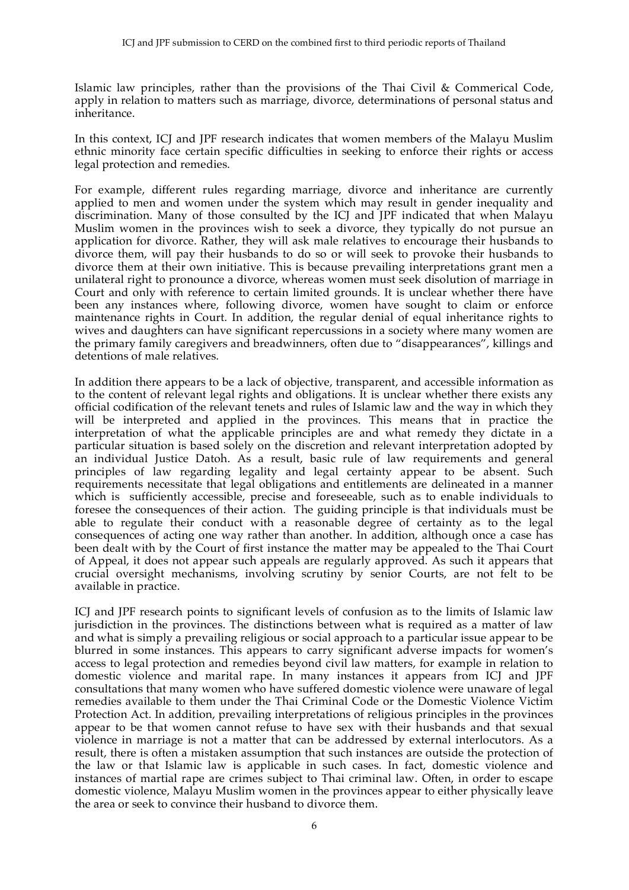Islamic law principles, rather than the provisions of the Thai Civil & Commerical Code, apply in relation to matters such as marriage, divorce, determinations of personal status and inheritance.

In this context, ICJ and JPF research indicates that women members of the Malayu Muslim ethnic minority face certain specific difficulties in seeking to enforce their rights or access legal protection and remedies.

For example, different rules regarding marriage, divorce and inheritance are currently applied to men and women under the system which may result in gender inequality and discrimination. Many of those consulted by the ICJ and JPF indicated that when Malayu Muslim women in the provinces wish to seek a divorce, they typically do not pursue an application for divorce. Rather, they will ask male relatives to encourage their husbands to divorce them, will pay their husbands to do so or will seek to provoke their husbands to divorce them at their own initiative. This is because prevailing interpretations grant men a unilateral right to pronounce a divorce, whereas women must seek disolution of marriage in Court and only with reference to certain limited grounds. It is unclear whether there have been any instances where, following divorce, women have sought to claim or enforce maintenance rights in Court. In addition, the regular denial of equal inheritance rights to wives and daughters can have significant repercussions in a society where many women are the primary family caregivers and breadwinners, often due to "disappearances", killings and detentions of male relatives.

In addition there appears to be a lack of objective, transparent, and accessible information as to the content of relevant legal rights and obligations. It is unclear whether there exists any official codification of the relevant tenets and rules of Islamic law and the way in which they will be interpreted and applied in the provinces. This means that in practice the interpretation of what the applicable principles are and what remedy they dictate in a particular situation is based solely on the discretion and relevant interpretation adopted by an individual Justice Datoh. As a result, basic rule of law requirements and general principles of law regarding legality and legal certainty appear to be absent. Such requirements necessitate that legal obligations and entitlements are delineated in a manner which is sufficiently accessible, precise and foreseeable, such as to enable individuals to foresee the consequences of their action. The guiding principle is that individuals must be able to regulate their conduct with a reasonable degree of certainty as to the legal consequences of acting one way rather than another. In addition, although once a case has been dealt with by the Court of first instance the matter may be appealed to the Thai Court of Appeal, it does not appear such appeals are regularly approved. As such it appears that crucial oversight mechanisms, involving scrutiny by senior Courts, are not felt to be available in practice.

ICJ and JPF research points to significant levels of confusion as to the limits of Islamic law jurisdiction in the provinces. The distinctions between what is required as a matter of law and what is simply a prevailing religious or social approach to a particular issue appear to be blurred in some instances. This appears to carry significant adverse impacts for women's access to legal protection and remedies beyond civil law matters, for example in relation to domestic violence and marital rape. In many instances it appears from ICJ and JPF consultations that many women who have suffered domestic violence were unaware of legal remedies available to them under the Thai Criminal Code or the Domestic Violence Victim Protection Act. In addition, prevailing interpretations of religious principles in the provinces appear to be that women cannot refuse to have sex with their husbands and that sexual violence in marriage is not a matter that can be addressed by external interlocutors. As a result, there is often a mistaken assumption that such instances are outside the protection of the law or that Islamic law is applicable in such cases. In fact, domestic violence and instances of martial rape are crimes subject to Thai criminal law. Often, in order to escape domestic violence, Malayu Muslim women in the provinces appear to either physically leave the area or seek to convince their husband to divorce them.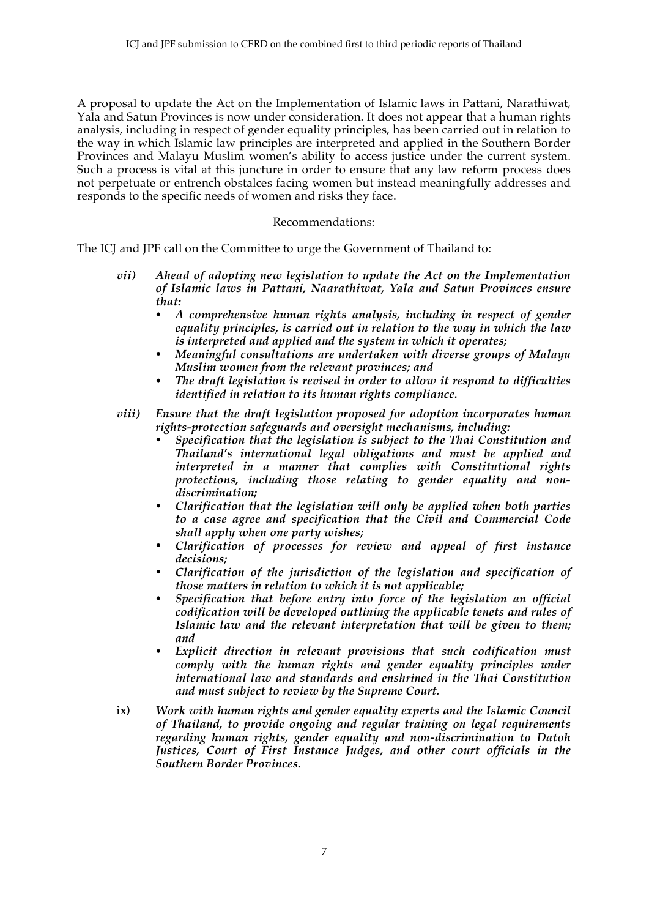A proposal to update the Act on the Implementation of Islamic laws in Pattani, Narathiwat, Yala and Satun Provinces is now under consideration. It does not appear that a human rights analysis, including in respect of gender equality principles, has been carried out in relation to the way in which Islamic law principles are interpreted and applied in the Southern Border Provinces and Malayu Muslim women's ability to access justice under the current system. Such a process is vital at this juncture in order to ensure that any law reform process does not perpetuate or entrench obstalces facing women but instead meaningfully addresses and responds to the specific needs of women and risks they face.

<u>Recommendations:</u>

The ICJ and JPF call on the Committee to urge the Government of Thailand to:

*vii) Ahead of adopting new legislation to update the Act on the Implementation of Islamic laws in Pattani, Naarathiwat, Yala and Satun Provinces ensure that:*

- *A comprehensive human rights analysis, including in respect of gender equality principles, is carried out in relation to the way in which the law is interpreted and applied and the system in which it operates;*
- *Meaningful consultations are undertaken with diverse groups of Malayu Muslim women from the relevant provinces; and*
- *The draft legislation is revised in order to allow it respond to difficulties identified in relation to its human rights compliance.*

*viii) Ensure that the draft legislation proposed for adoption incorporates human rights-protection safeguards and oversight mechanisms, including:*

- *Specification that the legislation is subject to the Thai Constitution and Thailand's international legal obligations and must be applied and interpreted in a manner that complies with Constitutional rights protections, including those relating to gender equality and non-discrimination;*
- *Clarification that the legislation will only be applied when both parties to a case agree and specification that the Civil and Commercial Code shall apply when one party wishes;*
- *Clarification of processes for review and appeal of first instance decisions;*
- *Clarification of the jurisdiction of the legislation and specification of those matters in relation to which it is not applicable;*
- *Specification that before entry into force of the legislation an official codification will be developed outlining the applicable tenets and rules of Islamic law and the relevant interpretation that will be given to them; and*
- *Explicit direction in relevant provisions that such codification must comply with the human rights and gender equality principles under international law and standards and enshrined in the Thai Constitution and must subject to review by the Supreme Court.*

*ix) Work with human rights and gender equality experts and the Islamic Council of Thailand, to provide ongoing and regular training on legal requirements regarding human rights, gender equality and non-discrimination to Datoh Justices, Court of First Instance Judges, and other court officials in the Southern Border Provinces.*